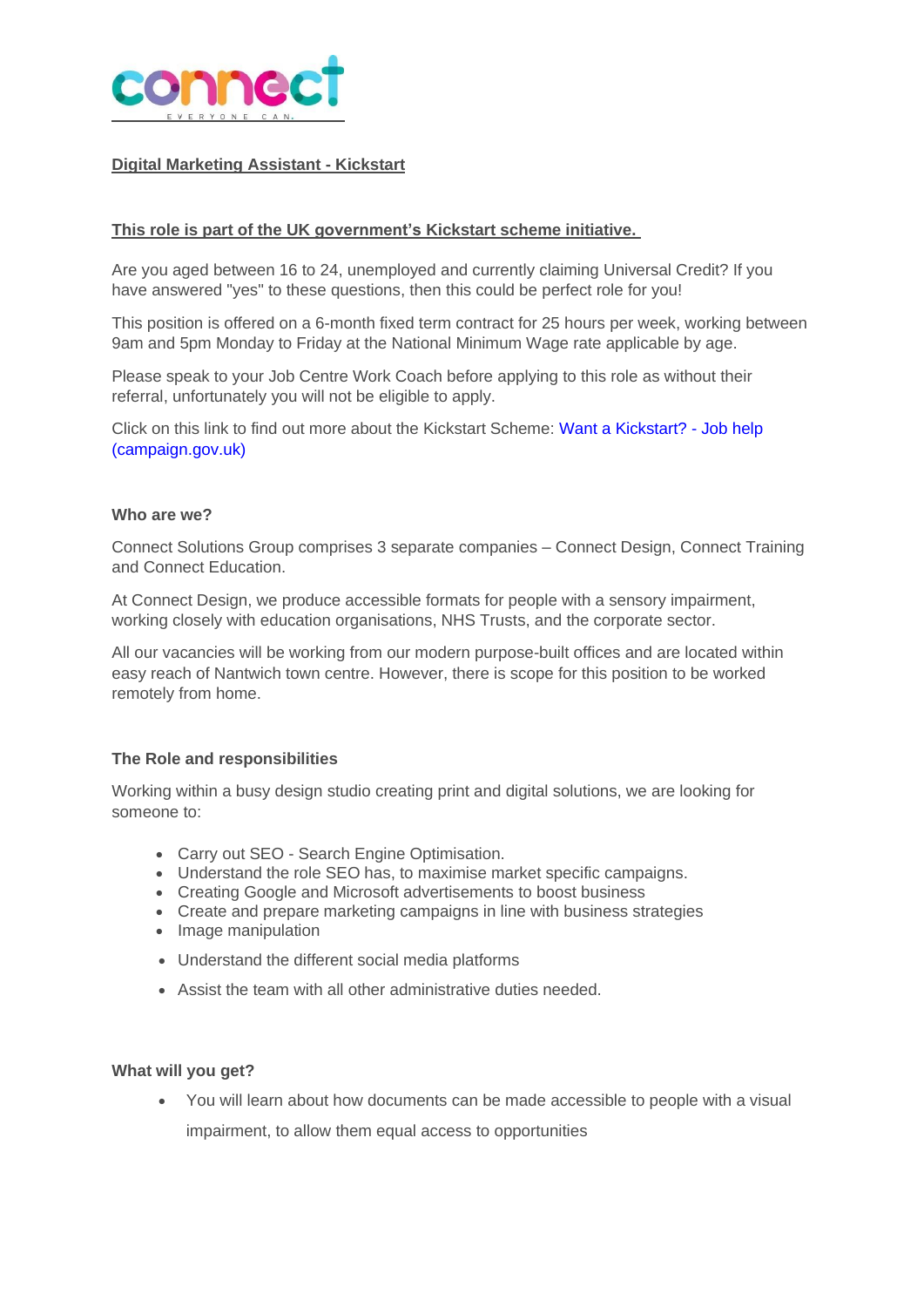**Digital Marketing Assistant - Kickstart**

**This role is part of the UK government's Kickstart scheme initiative.**

Are you aged between 16 to 24, unemployed and currently claiming Universal Credit? If you have answered "yes" to these questions, then this could be perfect role for you!

This position is offered on a 6-month fixed term contract for 25 hours per week, working between 9am and 5pm Monday to Friday at the National Minimum Wage rate applicable by age.

Please speak to your Job Centre Work Coach before applying to this role as without their referral, unfortunately you will not be eligible to apply.

Click on this link to find out more about the Kickstart Scheme: Want a Kickstart? - Job help (campaign.gov.uk)

**Who are we?**

Connect Solutions Group comprises 3 separate companies – Connect Design, Connect Training and Connect Education.

At Connect Design, we produce accessible formats for people with a sensory impairment, working closely with education organisations, NHS Trusts, and the corporate sector.

All our vacancies will be working from our modern purpose-built offices and are located within easy reach of Nantwich town centre. However, there is scope for this position to be worked remotely from home.

**The Role and responsibilities**

Working within a busy design studio creating print and digital solutions, we are looking for someone to:

- Carry out SEO - Search Engine Optimisation.
- Understand the role SEO has, to maximise market specific campaigns.
- Creating Google and Microsoft advertisements to boost business
- Create and prepare marketing campaigns in line with business strategies
- Image manipulation
- Understand the different social media platforms
- Assist the team with all other administrative duties needed.

**What will you get?**

- You will learn about how documents can be made accessible to people with a visual impairment, to allow them equal access to opportunities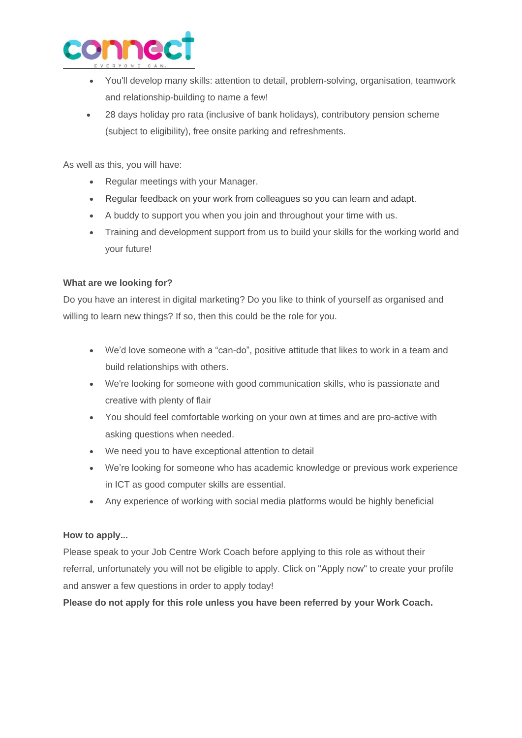- You'll develop many skills: attention to detail, problem-solving, organisation, teamwork and relationship-building to name a few!
- 28 days holiday pro rata (inclusive of bank holidays), contributory pension scheme (subject to eligibility), free onsite parking and refreshments.

As well as this, you will have:

- Regular meetings with your Manager.
- Regular feedback on your work from colleagues so you can learn and adapt.
- A buddy to support you when you join and throughout your time with us.
- Training and development support from us to build your skills for the working world and your future!

**What are we looking for?**

Do you have an interest in digital marketing? Do you like to think of yourself as organised and willing to learn new things? If so, then this could be the role for you.

- We'd love someone with a "can-do", positive attitude that likes to work in a team and build relationships with others.
- We're looking for someone with good communication skills, who is passionate and creative with plenty of flair
- You should feel comfortable working on your own at times and are pro-active with asking questions when needed.
- We need you to have exceptional attention to detail
- We're looking for someone who has academic knowledge or previous work experience in ICT as good computer skills are essential.
- Any experience of working with social media platforms would be highly beneficial

**How to apply...**

Please speak to your Job Centre Work Coach before applying to this role as without their referral, unfortunately you will not be eligible to apply. Click on "Apply now" to create your profile and answer a few questions in order to apply today!

**Please do not apply for this role unless you have been referred by your Work Coach.**